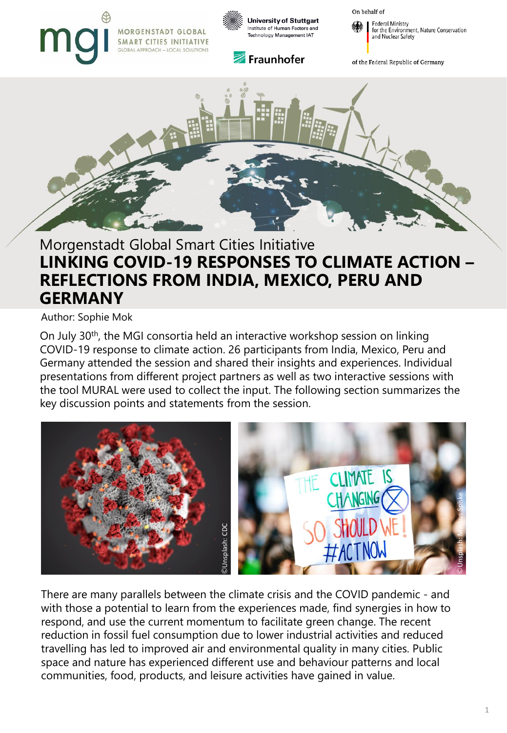Morgenstadt Global Smart Cities Initiative

# LINKING COVID-19 RESPONSES TO CLIMATE ACTION – REFLECTIONS FROM INDIA, MEXICO, PERU AND GERMANY

Author: Sophie Mok

On July 30th, the MGI consortia held an interactive workshop session on linking COVID-19 response to climate action. 26 participants from India, Mexico, Peru and Germany attended the session and shared their insights and experiences. Individual presentations from different project partners as well as two interactive sessions with the tool MURAL were used to collect the input. The following section summarizes the key discussion points and statements from the session.

There are many parallels between the climate crisis and the COVID pandemic - and with those a potential to learn from the experiences made, find synergies in how to respond, and use the current momentum to facilitate green change. The recent reduction in fossil fuel consumption due to lower industrial activities and reduced travelling has led to improved air and environmental quality in many cities. Public space and nature has experienced different use and behaviour patterns and local communities, food, products, and leisure activities have gained in value.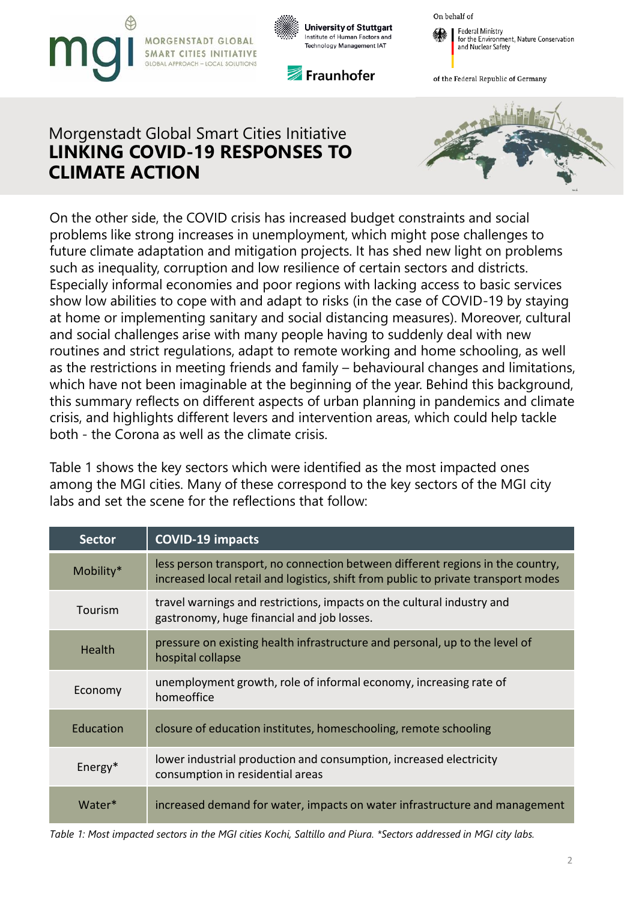Morgenstadt Global Smart Cities Initiative
**LINKING COVID-19 RESPONSES TO CLIMATE ACTION**

On the other side, the COVID crisis has increased budget constraints and social problems like strong increases in unemployment, which might pose challenges to future climate adaptation and mitigation projects. It has shed new light on problems such as inequality, corruption and low resilience of certain sectors and districts. Especially informal economies and poor regions with lacking access to basic services show low abilities to cope with and adapt to risks (in the case of COVID-19 by staying at home or implementing sanitary and social distancing measures). Moreover, cultural and social challenges arise with many people having to suddenly deal with new routines and strict regulations, adapt to remote working and home schooling, as well as the restrictions in meeting friends and family – behavioural changes and limitations, which have not been imaginable at the beginning of the year. Behind this background, this summary reflects on different aspects of urban planning in pandemics and climate crisis, and highlights different levers and intervention areas, which could help tackle both - the Corona as well as the climate crisis.

Table 1 shows the key sectors which were identified as the most impacted ones among the MGI cities. Many of these correspond to the key sectors of the MGI city labs and set the scene for the reflections that follow:

| Sector | COVID-19 impacts |
|---|---|
| Mobility* | less person transport, no connection between different regions in the country, increased local retail and logistics, shift from public to private transport modes |
| Tourism | travel warnings and restrictions, impacts on the cultural industry and gastronomy, huge financial and job losses. |
| Health | pressure on existing health infrastructure and personal, up to the level of hospital collapse |
| Economy | unemployment growth, role of informal economy, increasing rate of homeoffice |
| Education | closure of education institutes, homeschooling, remote schooling |
| Energy* | lower industrial production and consumption, increased electricity consumption in residential areas |
| Water* | increased demand for water, impacts on water infrastructure and management |

*Table 1: Most impacted sectors in the MGI cities Kochi, Saltillo and Piura. *Sectors addressed in MGI city labs.*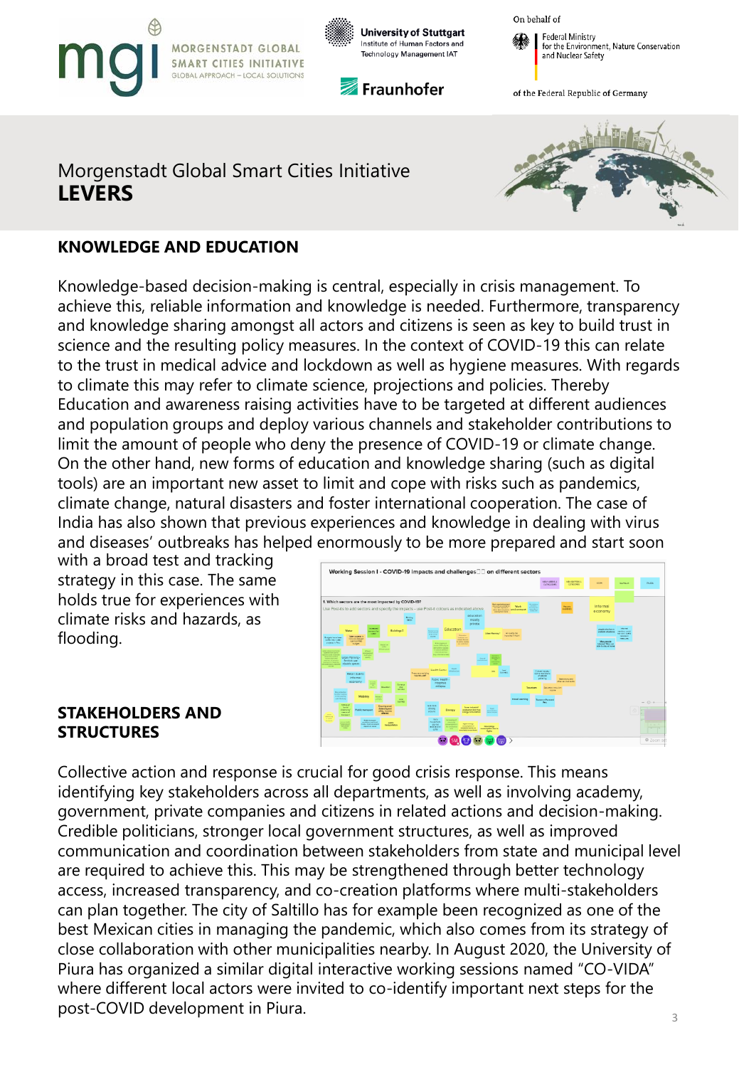Morgenstadt Global Smart Cities Initiative
# LEVERS

## KNOWLEDGE AND EDUCATION

Knowledge-based decision-making is central, especially in crisis management. To achieve this, reliable information and knowledge is needed. Furthermore, transparency and knowledge sharing amongst all actors and citizens is seen as key to build trust in science and the resulting policy measures. In the context of COVID-19 this can relate to the trust in medical advice and lockdown as well as hygiene measures. With regards to climate this may refer to climate science, projections and policies. Thereby Education and awareness raising activities have to be targeted at different audiences and population groups and deploy various channels and stakeholder contributions to limit the amount of people who deny the presence of COVID-19 or climate change. On the other hand, new forms of education and knowledge sharing (such as digital tools) are an important new asset to limit and cope with risks such as pandemics, climate change, natural disasters and foster international cooperation. The case of India has also shown that previous experiences and knowledge in dealing with virus and diseases' outbreaks has helped enormously to be more prepared and start soon with a broad test and tracking strategy in this case. The same holds true for experiences with climate risks and hazards, as flooding.

## STAKEHOLDERS AND STRUCTURES

Collective action and response is crucial for good crisis response. This means identifying key stakeholders across all departments, as well as involving academy, government, private companies and citizens in related actions and decision-making. Credible politicians, stronger local government structures, as well as improved communication and coordination between stakeholders from state and municipal level are required to achieve this. This may be strengthened through better technology access, increased transparency, and co-creation platforms where multi-stakeholders can plan together. The city of Saltillo has for example been recognized as one of the best Mexican cities in managing the pandemic, which also comes from its strategy of close collaboration with other municipalities nearby. In August 2020, the University of Piura has organized a similar digital interactive working sessions named "CO-VIDA" where different local actors were invited to co-identify important next steps for the post-COVID development in Piura.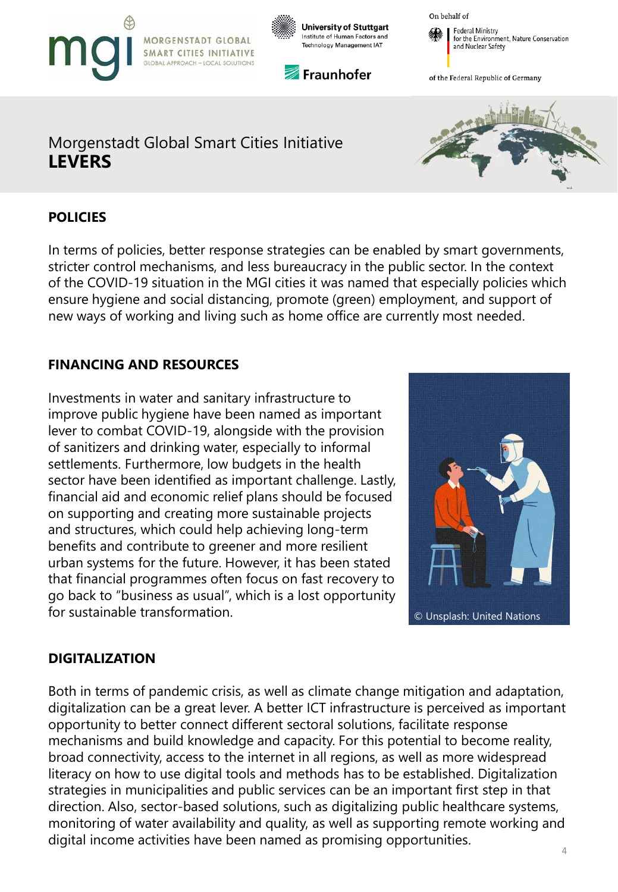Morgenstadt Global Smart Cities Initiative
# LEVERS

## POLICIES

In terms of policies, better response strategies can be enabled by smart governments, stricter control mechanisms, and less bureaucracy in the public sector. In the context of the COVID-19 situation in the MGI cities it was named that especially policies which ensure hygiene and social distancing, promote (green) employment, and support of new ways of working and living such as home office are currently most needed.

## FINANCING AND RESOURCES

Investments in water and sanitary infrastructure to improve public hygiene have been named as important lever to combat COVID-19, alongside with the provision of sanitizers and drinking water, especially to informal settlements. Furthermore, low budgets in the health sector have been identified as important challenge. Lastly, financial aid and economic relief plans should be focused on supporting and creating more sustainable projects and structures, which could help achieving long-term benefits and contribute to greener and more resilient urban systems for the future. However, it has been stated that financial programmes often focus on fast recovery to go back to “business as usual”, which is a lost opportunity for sustainable transformation.

© Unsplash: United Nations

## DIGITALIZATION

Both in terms of pandemic crisis, as well as climate change mitigation and adaptation, digitalization can be a great lever. A better ICT infrastructure is perceived as important opportunity to better connect different sectoral solutions, facilitate response mechanisms and build knowledge and capacity. For this potential to become reality, broad connectivity, access to the internet in all regions, as well as more widespread literacy on how to use digital tools and methods has to be established. Digitalization strategies in municipalities and public services can be an important first step in that direction. Also, sector-based solutions, such as digitalizing public healthcare systems, monitoring of water availability and quality, as well as supporting remote working and digital income activities have been named as promising opportunities.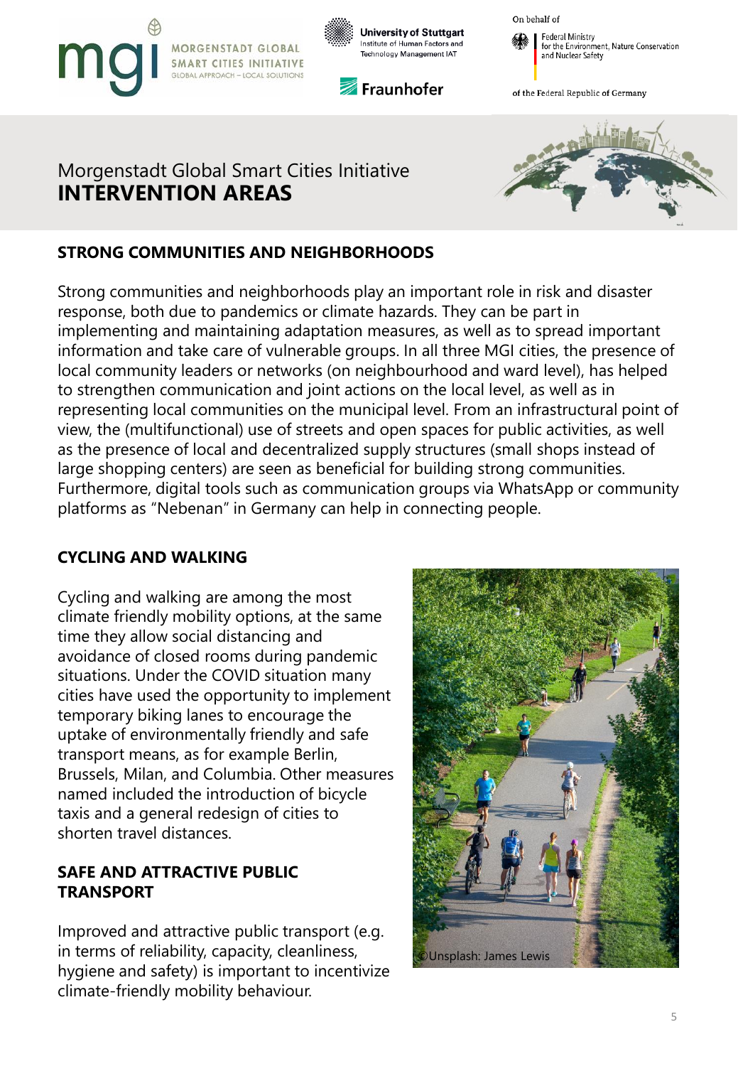Morgenstadt Global Smart Cities Initiative
# INTERVENTION AREAS

## STRONG COMMUNITIES AND NEIGHBORHOODS

Strong communities and neighborhoods play an important role in risk and disaster response, both due to pandemics or climate hazards. They can be part in implementing and maintaining adaptation measures, as well as to spread important information and take care of vulnerable groups. In all three MGI cities, the presence of local community leaders or networks (on neighbourhood and ward level), has helped to strengthen communication and joint actions on the local level, as well as in representing local communities on the municipal level. From an infrastructural point of view, the (multifunctional) use of streets and open spaces for public activities, as well as the presence of local and decentralized supply structures (small shops instead of large shopping centers) are seen as beneficial for building strong communities. Furthermore, digital tools such as communication groups via WhatsApp or community platforms as "Nebenan" in Germany can help in connecting people.

## CYCLING AND WALKING

Cycling and walking are among the most climate friendly mobility options, at the same time they allow social distancing and avoidance of closed rooms during pandemic situations. Under the COVID situation many cities have used the opportunity to implement temporary biking lanes to encourage the uptake of environmentally friendly and safe transport means, as for example Berlin, Brussels, Milan, and Columbia. Other measures named included the introduction of bicycle taxis and a general redesign of cities to shorten travel distances.

©Unsplash: James Lewis

## SAFE AND ATTRACTIVE PUBLIC TRANSPORT

Improved and attractive public transport (e.g. in terms of reliability, capacity, cleanliness, hygiene and safety) is important to incentivize climate-friendly mobility behaviour.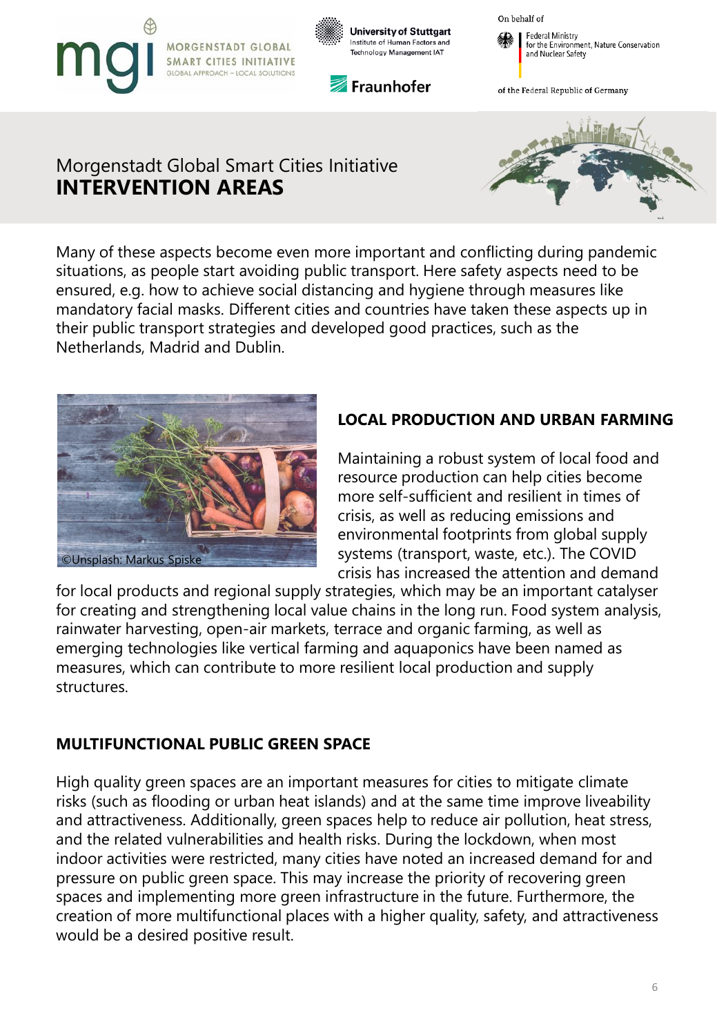Morgenstadt Global Smart Cities Initiative
# INTERVENTION AREAS

Many of these aspects become even more important and conflicting during pandemic situations, as people start avoiding public transport. Here safety aspects need to be ensured, e.g. how to achieve social distancing and hygiene through measures like mandatory facial masks. Different cities and countries have taken these aspects up in their public transport strategies and developed good practices, such as the Netherlands, Madrid and Dublin.

©Unsplash: Markus Spiske

## LOCAL PRODUCTION AND URBAN FARMING

Maintaining a robust system of local food and resource production can help cities become more self-sufficient and resilient in times of crisis, as well as reducing emissions and environmental footprints from global supply systems (transport, waste, etc.). The COVID crisis has increased the attention and demand for local products and regional supply strategies, which may be an important catalyser for creating and strengthening local value chains in the long run. Food system analysis, rainwater harvesting, open-air markets, terrace and organic farming, as well as emerging technologies like vertical farming and aquaponics have been named as measures, which can contribute to more resilient local production and supply structures.

## MULTIFUNCTIONAL PUBLIC GREEN SPACE

High quality green spaces are an important measures for cities to mitigate climate risks (such as flooding or urban heat islands) and at the same time improve liveability and attractiveness. Additionally, green spaces help to reduce air pollution, heat stress, and the related vulnerabilities and health risks. During the lockdown, when most indoor activities were restricted, many cities have noted an increased demand for and pressure on public green space. This may increase the priority of recovering green spaces and implementing more green infrastructure in the future. Furthermore, the creation of more multifunctional places with a higher quality, safety, and attractiveness would be a desired positive result.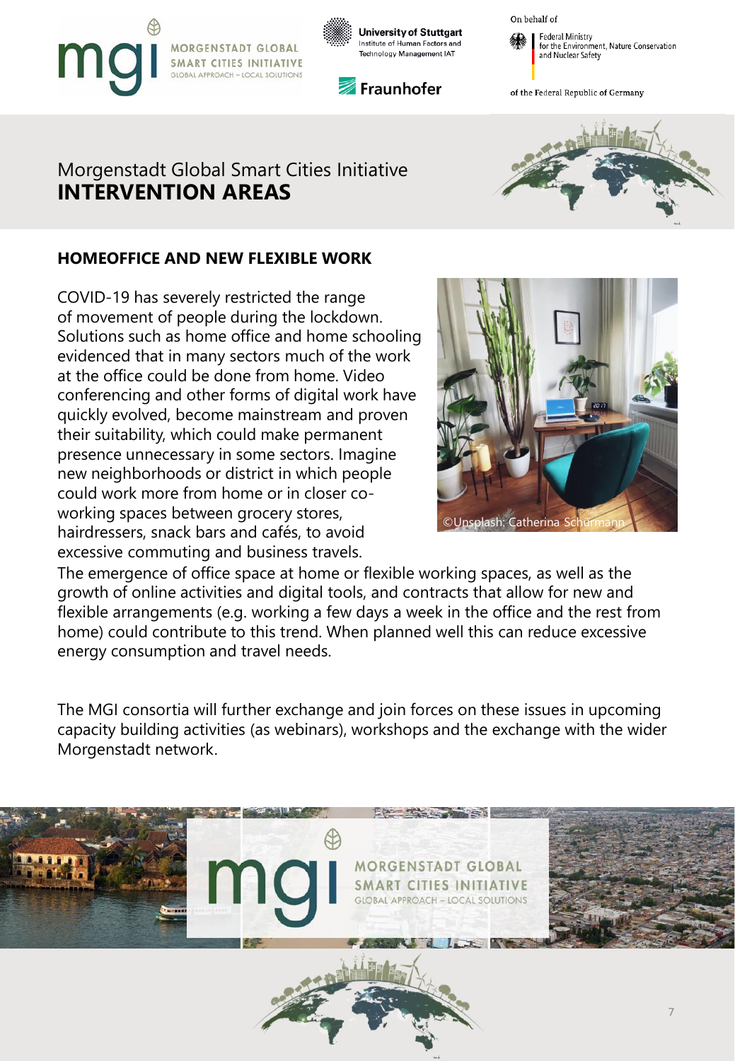Morgenstadt Global Smart Cities Initiative

# INTERVENTION AREAS

## HOMEOFFICE AND NEW FLEXIBLE WORK

COVID-19 has severely restricted the range of movement of people during the lockdown. Solutions such as home office and home schooling evidenced that in many sectors much of the work at the office could be done from home. Video conferencing and other forms of digital work have quickly evolved, become mainstream and proven their suitability, which could make permanent presence unnecessary in some sectors. Imagine new neighborhoods or district in which people could work more from home or in closer co-working spaces between grocery stores, hairdressers, snack bars and cafés, to avoid excessive commuting and business travels.

©Unsplash: Catherina Schürmann

The emergence of office space at home or flexible working spaces, as well as the growth of online activities and digital tools, and contracts that allow for new and flexible arrangements (e.g. working a few days a week in the office and the rest from home) could contribute to this trend. When planned well this can reduce excessive energy consumption and travel needs.

The MGI consortia will further exchange and join forces on these issues in upcoming capacity building activities (as webinars), workshops and the exchange with the wider Morgenstadt network.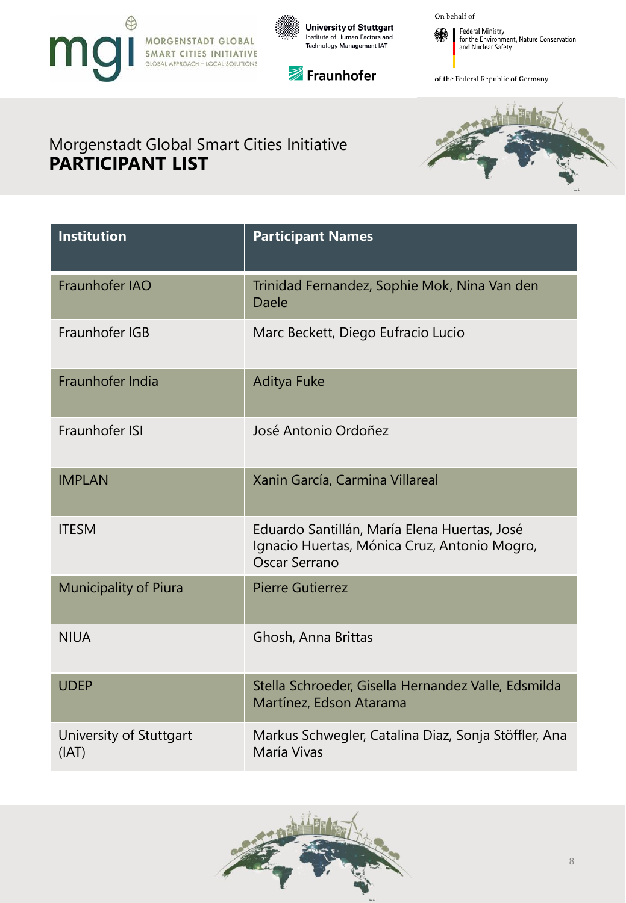MORGENSTADT GLOBAL SMART CITIES INITIATIVE
GLOBAL APPROACH – LOCAL SOLUTIONS

University of Stuttgart
Institute of Human Factors and Technology Management IAT

Fraunhofer

On behalf of
Federal Ministry for the Environment, Nature Conservation and Nuclear Safety
of the Federal Republic of Germany

# Morgenstadt Global Smart Cities Initiative
# **PARTICIPANT LIST**

| Institution | Participant Names |
|---|---|
| Fraunhofer IAO | Trinidad Fernandez, Sophie Mok, Nina Van den Daele |
| Fraunhofer IGB | Marc Beckett, Diego Eufracio Lucio |
| Fraunhofer India | Aditya Fuke |
| Fraunhofer ISI | José Antonio Ordoñez |
| IMPLAN | Xanin García, Carmina Villareal |
| ITESM | Eduardo Santillán, María Elena Huertas, José Ignacio Huertas, Mónica Cruz, Antonio Mogro, Oscar Serrano |
| Municipality of Piura | Pierre Gutierrez |
| NIUA | Ghosh, Anna Brittas |
| UDEP | Stella Schroeder, Gisella Hernandez Valle, Edsmilda Martínez, Edson Atarama |
| University of Stuttgart (IAT) | Markus Schwegler, Catalina Diaz, Sonja Stöffler, Ana María Vivas |